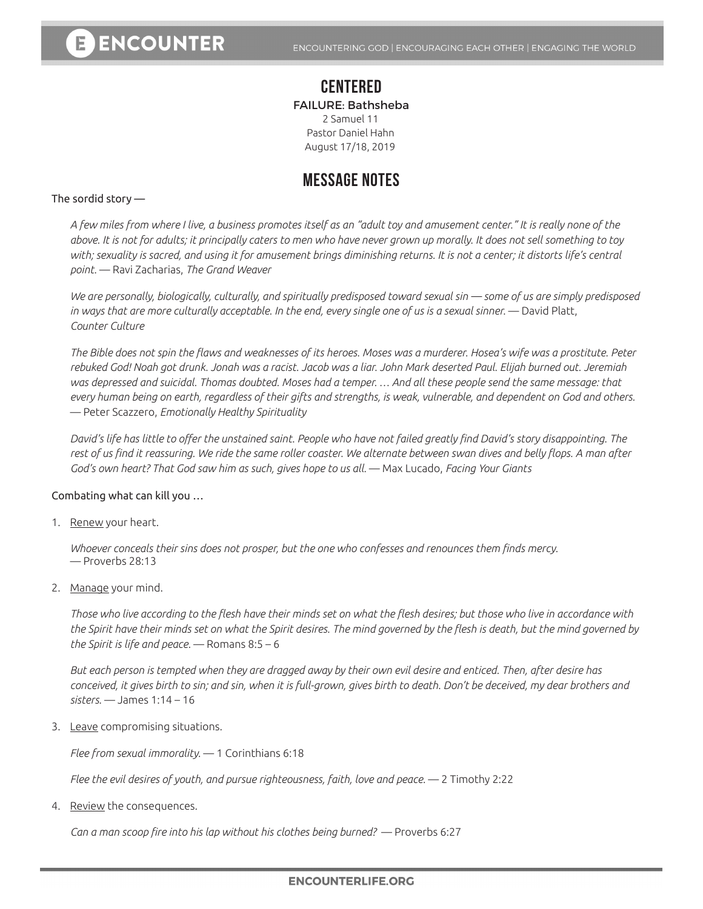# CENTERED

**FAILURE: Bathsheba**

2 Samuel 11
Pastor Daniel Hahn
August 17/18, 2019

## MESSAGE NOTES

The sordid story —

*A few miles from where I live, a business promotes itself as an "adult toy and amusement center." It is really none of the above. It is not for adults; it principally caters to men who have never grown up morally. It does not sell something to toy with; sexuality is sacred, and using it for amusement brings diminishing returns. It is not a center; it distorts life's central point.* — Ravi Zacharias, *The Grand Weaver*

*We are personally, biologically, culturally, and spiritually predisposed toward sexual sin — some of us are simply predisposed in ways that are more culturally acceptable. In the end, every single one of us is a sexual sinner.* — David Platt, *Counter Culture*

*The Bible does not spin the flaws and weaknesses of its heroes. Moses was a murderer. Hosea's wife was a prostitute. Peter rebuked God! Noah got drunk. Jonah was a racist. Jacob was a liar. John Mark deserted Paul. Elijah burned out. Jeremiah was depressed and suicidal. Thomas doubted. Moses had a temper. … And all these people send the same message: that every human being on earth, regardless of their gifts and strengths, is weak, vulnerable, and dependent on God and others.* — Peter Scazzero, *Emotionally Healthy Spirituality*

*David's life has little to offer the unstained saint. People who have not failed greatly find David's story disappointing. The rest of us find it reassuring. We ride the same roller coaster. We alternate between swan dives and belly flops. A man after God's own heart? That God saw him as such, gives hope to us all.* — Max Lucado, *Facing Your Giants*

Combating what can kill you …

1. Renew your heart.

   *Whoever conceals their sins does not prosper, but the one who confesses and renounces them finds mercy.* — Proverbs 28:13

2. Manage your mind.

   *Those who live according to the flesh have their minds set on what the flesh desires; but those who live in accordance with the Spirit have their minds set on what the Spirit desires. The mind governed by the flesh is death, but the mind governed by the Spirit is life and peace.* — Romans 8:5 – 6

   *But each person is tempted when they are dragged away by their own evil desire and enticed. Then, after desire has conceived, it gives birth to sin; and sin, when it is full-grown, gives birth to death. Don't be deceived, my dear brothers and sisters.* — James 1:14 – 16

3. Leave compromising situations.

   *Flee from sexual immorality.* — 1 Corinthians 6:18

   *Flee the evil desires of youth, and pursue righteousness, faith, love and peace.* — 2 Timothy 2:22

4. Review the consequences.

   *Can a man scoop fire into his lap without his clothes being burned?* — Proverbs 6:27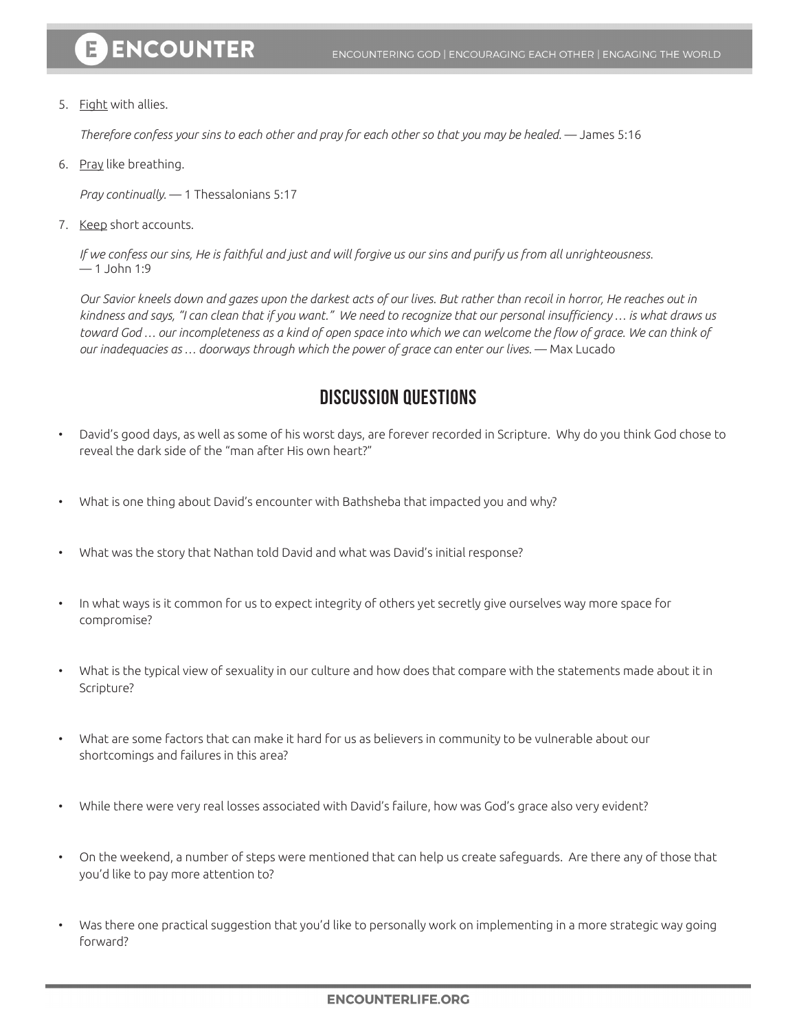5. <u>Fight</u> with allies.

   *Therefore confess your sins to each other and pray for each other so that you may be healed.* — James 5:16

6. <u>Pray</u> like breathing.

   *Pray continually.* — 1 Thessalonians 5:17

7. <u>Keep</u> short accounts.

   *If we confess our sins, He is faithful and just and will forgive us our sins and purify us from all unrighteousness.* — 1 John 1:9

   *Our Savior kneels down and gazes upon the darkest acts of our lives. But rather than recoil in horror, He reaches out in kindness and says, "I can clean that if you want." We need to recognize that our personal insufficiency … is what draws us toward God … our incompleteness as a kind of open space into which we can welcome the flow of grace. We can think of our inadequacies as … doorways through which the power of grace can enter our lives.* — Max Lucado

## DISCUSSION QUESTIONS

- David's good days, as well as some of his worst days, are forever recorded in Scripture. Why do you think God chose to reveal the dark side of the "man after His own heart?"
- What is one thing about David's encounter with Bathsheba that impacted you and why?
- What was the story that Nathan told David and what was David's initial response?
- In what ways is it common for us to expect integrity of others yet secretly give ourselves way more space for compromise?
- What is the typical view of sexuality in our culture and how does that compare with the statements made about it in Scripture?
- What are some factors that can make it hard for us as believers in community to be vulnerable about our shortcomings and failures in this area?
- While there were very real losses associated with David's failure, how was God's grace also very evident?
- On the weekend, a number of steps were mentioned that can help us create safeguards. Are there any of those that you'd like to pay more attention to?
- Was there one practical suggestion that you'd like to personally work on implementing in a more strategic way going forward?